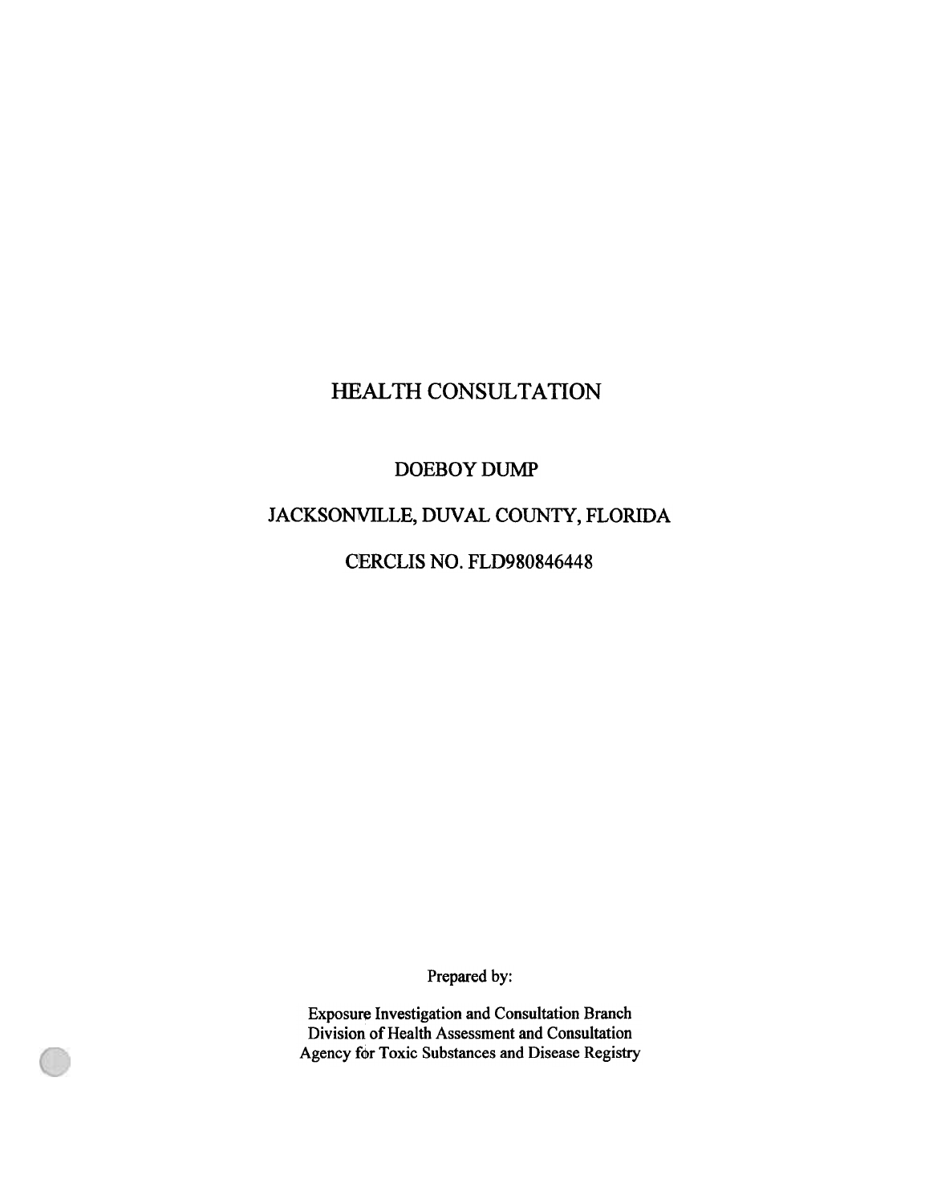# HEALTH CONSULTATION

## DOEBOY DUMP

## JACKSONVILLE, DUVAL COUNTY, FLORIDA

## CERCLIS NO. FLD980846448

Prepared by:

Exposure Investigation and Consultation Branch
Division of Health Assessment and Consultation
Agency for Toxic Substances and Disease Registry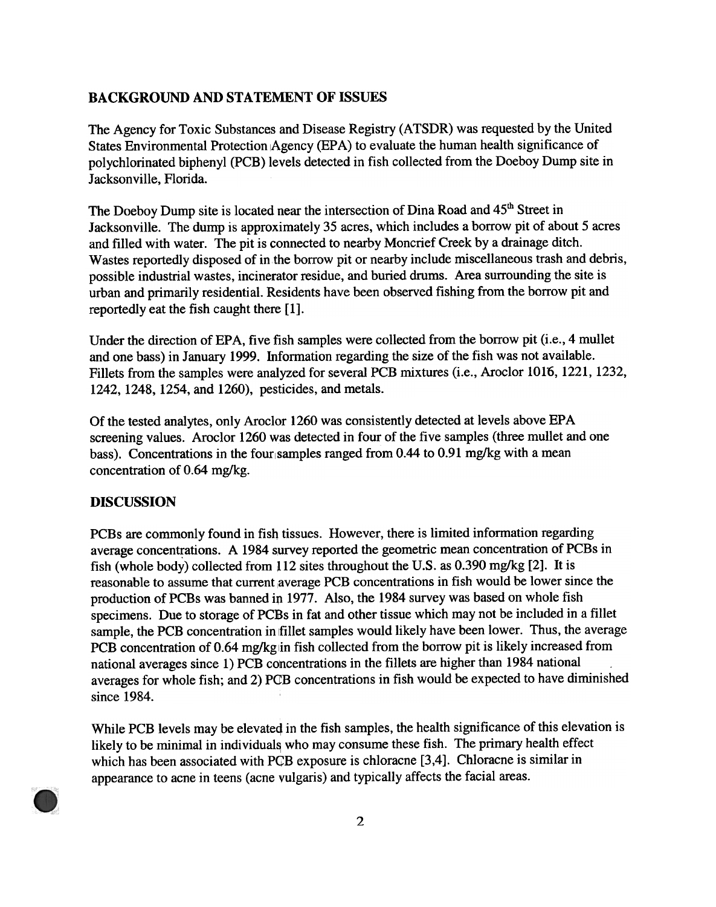## BACKGROUND AND STATEMENT OF ISSUES

The Agency for Toxic Substances and Disease Registry (ATSDR) was requested by the United States Environmental Protection Agency (EPA) to evaluate the human health significance of polychlorinated biphenyl (PCB) levels detected in fish collected from the Doeboy Dump site in Jacksonville, Florida.

The Doeboy Dump site is located near the intersection of Dina Road and 45th Street in Jacksonville. The dump is approximately 35 acres, which includes a borrow pit of about 5 acres and filled with water. The pit is connected to nearby Moncrief Creek by a drainage ditch. Wastes reportedly disposed of in the borrow pit or nearby include miscellaneous trash and debris, possible industrial wastes, incinerator residue, and buried drums. Area surrounding the site is urban and primarily residential. Residents have been observed fishing from the borrow pit and reportedly eat the fish caught there [1].

Under the direction of EPA, five fish samples were collected from the borrow pit (i.e., 4 mullet and one bass) in January 1999. Information regarding the size of the fish was not available. Fillets from the samples were analyzed for several PCB mixtures (i.e., Aroclor 1016, 1221, 1232, 1242, 1248, 1254, and 1260), pesticides, and metals.

Of the tested analytes, only Aroclor 1260 was consistently detected at levels above EPA screening values. Aroclor 1260 was detected in four of the five samples (three mullet and one bass). Concentrations in the four samples ranged from 0.44 to 0.91 mg/kg with a mean concentration of 0.64 mg/kg.

## DISCUSSION

PCBs are commonly found in fish tissues. However, there is limited information regarding average concentrations. A 1984 survey reported the geometric mean concentration of PCBs in fish (whole body) collected from 112 sites throughout the U.S. as 0.390 mg/kg [2]. It is reasonable to assume that current average PCB concentrations in fish would be lower since the production of PCBs was banned in 1977. Also, the 1984 survey was based on whole fish specimens. Due to storage of PCBs in fat and other tissue which may not be included in a fillet sample, the PCB concentration in fillet samples would likely have been lower. Thus, the average PCB concentration of 0.64 mg/kg in fish collected from the borrow pit is likely increased from national averages since 1) PCB concentrations in the fillets are higher than 1984 national averages for whole fish; and 2) PCB concentrations in fish would be expected to have diminished since 1984.

While PCB levels may be elevated in the fish samples, the health significance of this elevation is likely to be minimal in individuals who may consume these fish. The primary health effect which has been associated with PCB exposure is chloracne [3,4]. Chloracne is similar in appearance to acne in teens (acne vulgaris) and typically affects the facial areas.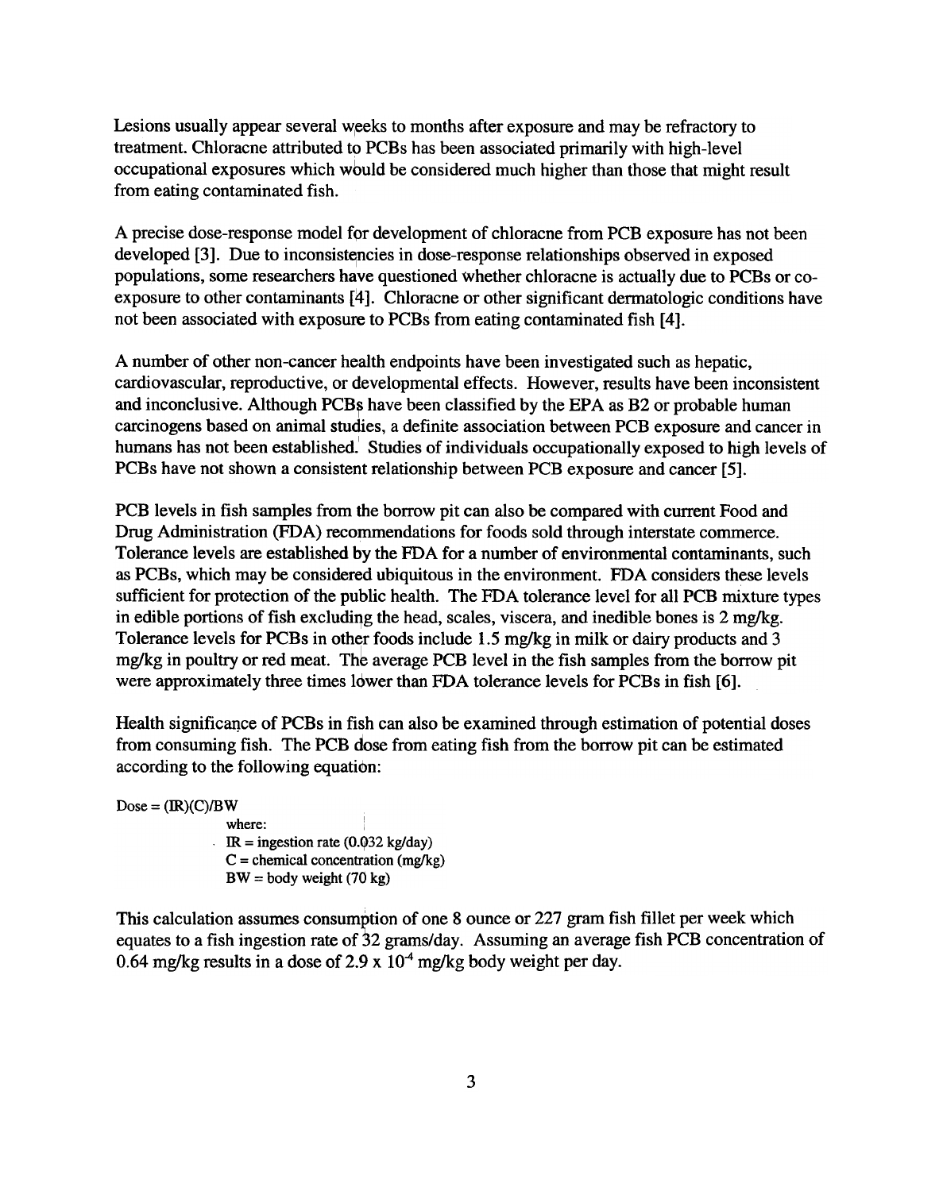Lesions usually appear several weeks to months after exposure and may be refractory to treatment. Chloracne attributed to PCBs has been associated primarily with high-level occupational exposures which would be considered much higher than those that might result from eating contaminated fish.

A precise dose-response model for development of chloracne from PCB exposure has not been developed [3]. Due to inconsistencies in dose-response relationships observed in exposed populations, some researchers have questioned whether chloracne is actually due to PCBs or co-exposure to other contaminants [4]. Chloracne or other significant dermatologic conditions have not been associated with exposure to PCBs from eating contaminated fish [4].

A number of other non-cancer health endpoints have been investigated such as hepatic, cardiovascular, reproductive, or developmental effects. However, results have been inconsistent and inconclusive. Although PCBs have been classified by the EPA as B2 or probable human carcinogens based on animal studies, a definite association between PCB exposure and cancer in humans has not been established. Studies of individuals occupationally exposed to high levels of PCBs have not shown a consistent relationship between PCB exposure and cancer [5].

PCB levels in fish samples from the borrow pit can also be compared with current Food and Drug Administration (FDA) recommendations for foods sold through interstate commerce. Tolerance levels are established by the FDA for a number of environmental contaminants, such as PCBs, which may be considered ubiquitous in the environment. FDA considers these levels sufficient for protection of the public health. The FDA tolerance level for all PCB mixture types in edible portions of fish excluding the head, scales, viscera, and inedible bones is 2 mg/kg. Tolerance levels for PCBs in other foods include 1.5 mg/kg in milk or dairy products and 3 mg/kg in poultry or red meat. The average PCB level in the fish samples from the borrow pit were approximately three times lower than FDA tolerance levels for PCBs in fish [6].

Health significance of PCBs in fish can also be examined through estimation of potential doses from consuming fish. The PCB dose from eating fish from the borrow pit can be estimated according to the following equation:

$$\text{Dose} = (\text{IR})(\text{C})/\text{BW}$$

where:

IR = ingestion rate (0.032 kg/day)
C = chemical concentration (mg/kg)
BW = body weight (70 kg)

This calculation assumes consumption of one 8 ounce or 227 gram fish fillet per week which equates to a fish ingestion rate of 32 grams/day. Assuming an average fish PCB concentration of 0.64 mg/kg results in a dose of $2.9 \times 10^{-4}$ mg/kg body weight per day.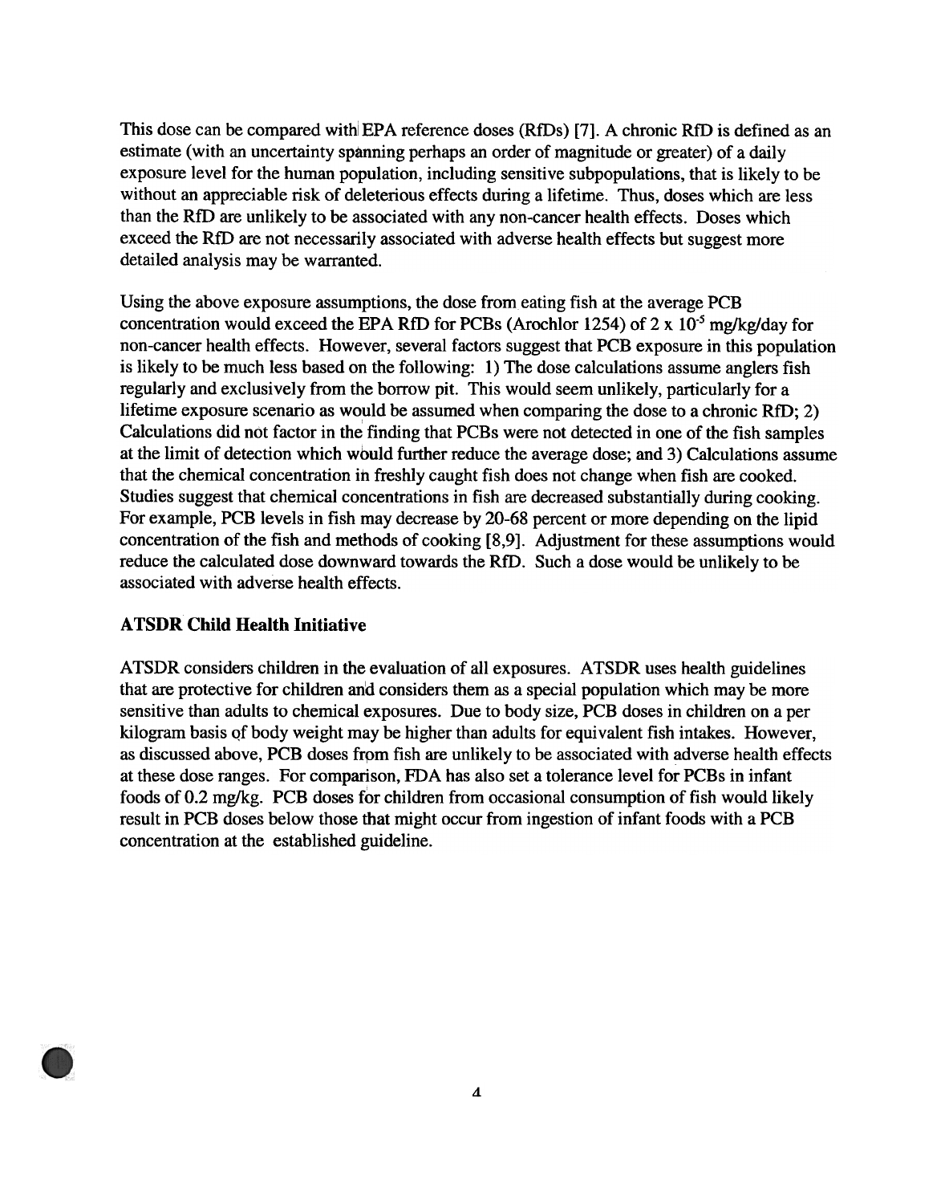This dose can be compared with EPA reference doses (RfDs) [7]. A chronic RfD is defined as an estimate (with an uncertainty spanning perhaps an order of magnitude or greater) of a daily exposure level for the human population, including sensitive subpopulations, that is likely to be without an appreciable risk of deleterious effects during a lifetime. Thus, doses which are less than the RfD are unlikely to be associated with any non-cancer health effects. Doses which exceed the RfD are not necessarily associated with adverse health effects but suggest more detailed analysis may be warranted.

Using the above exposure assumptions, the dose from eating fish at the average PCB concentration would exceed the EPA RfD for PCBs (Arochlor 1254) of $2 \times 10^{-5}$ mg/kg/day for non-cancer health effects. However, several factors suggest that PCB exposure in this population is likely to be much less based on the following: 1) The dose calculations assume anglers fish regularly and exclusively from the borrow pit. This would seem unlikely, particularly for a lifetime exposure scenario as would be assumed when comparing the dose to a chronic RfD; 2) Calculations did not factor in the finding that PCBs were not detected in one of the fish samples at the limit of detection which would further reduce the average dose; and 3) Calculations assume that the chemical concentration in freshly caught fish does not change when fish are cooked. Studies suggest that chemical concentrations in fish are decreased substantially during cooking. For example, PCB levels in fish may decrease by 20-68 percent or more depending on the lipid concentration of the fish and methods of cooking [8,9]. Adjustment for these assumptions would reduce the calculated dose downward towards the RfD. Such a dose would be unlikely to be associated with adverse health effects.

## ATSDR Child Health Initiative

ATSDR considers children in the evaluation of all exposures. ATSDR uses health guidelines that are protective for children and considers them as a special population which may be more sensitive than adults to chemical exposures. Due to body size, PCB doses in children on a per kilogram basis of body weight may be higher than adults for equivalent fish intakes. However, as discussed above, PCB doses from fish are unlikely to be associated with adverse health effects at these dose ranges. For comparison, FDA has also set a tolerance level for PCBs in infant foods of 0.2 mg/kg. PCB doses for children from occasional consumption of fish would likely result in PCB doses below those that might occur from ingestion of infant foods with a PCB concentration at the established guideline.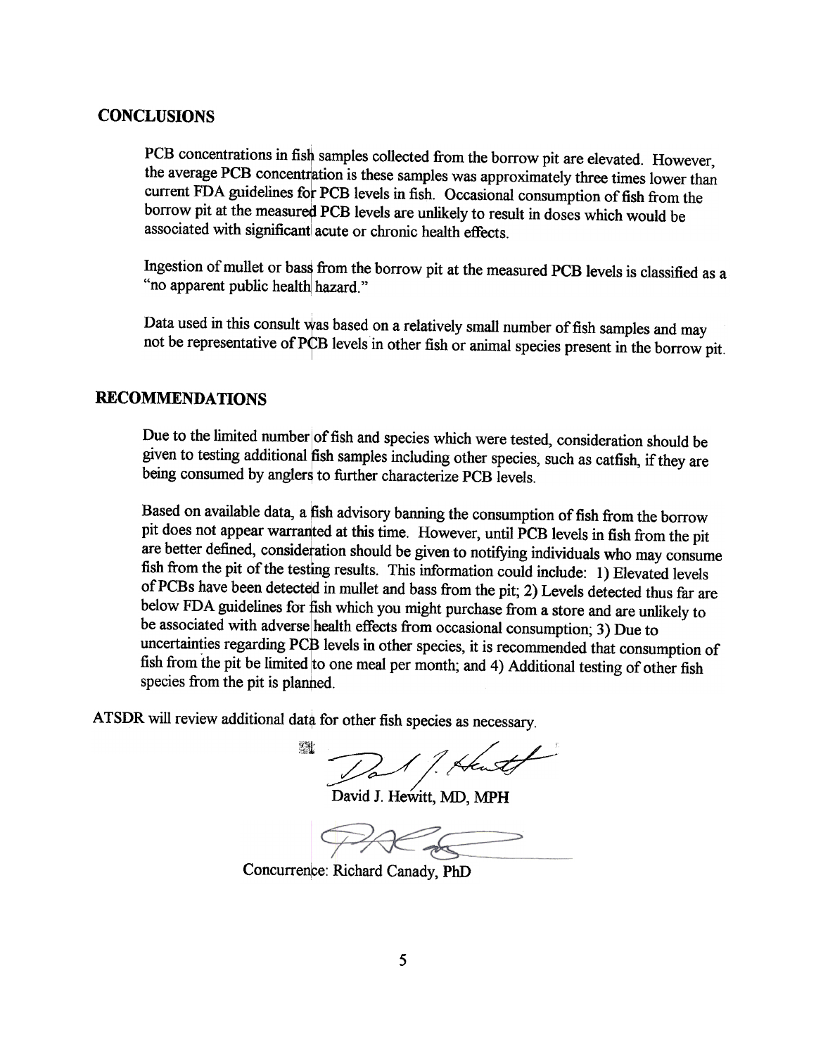## CONCLUSIONS

PCB concentrations in fish samples collected from the borrow pit are elevated. However, the average PCB concentration is these samples was approximately three times lower than current FDA guidelines for PCB levels in fish. Occasional consumption of fish from the borrow pit at the measured PCB levels are unlikely to result in doses which would be associated with significant acute or chronic health effects.

Ingestion of mullet or bass from the borrow pit at the measured PCB levels is classified as a "no apparent public health hazard."

Data used in this consult was based on a relatively small number of fish samples and may not be representative of PCB levels in other fish or animal species present in the borrow pit.

## RECOMMENDATIONS

Due to the limited number of fish and species which were tested, consideration should be given to testing additional fish samples including other species, such as catfish, if they are being consumed by anglers to further characterize PCB levels.

Based on available data, a fish advisory banning the consumption of fish from the borrow pit does not appear warranted at this time. However, until PCB levels in fish from the pit are better defined, consideration should be given to notifying individuals who may consume fish from the pit of the testing results. This information could include: 1) Elevated levels of PCBs have been detected in mullet and bass from the pit; 2) Levels detected thus far are below FDA guidelines for fish which you might purchase from a store and are unlikely to be associated with adverse health effects from occasional consumption; 3) Due to uncertainties regarding PCB levels in other species, it is recommended that consumption of fish from the pit be limited to one meal per month; and 4) Additional testing of other fish species from the pit is planned.

ATSDR will review additional data for other fish species as necessary.

David J. Hewitt, MD, MPH

Concurrence: Richard Canady, PhD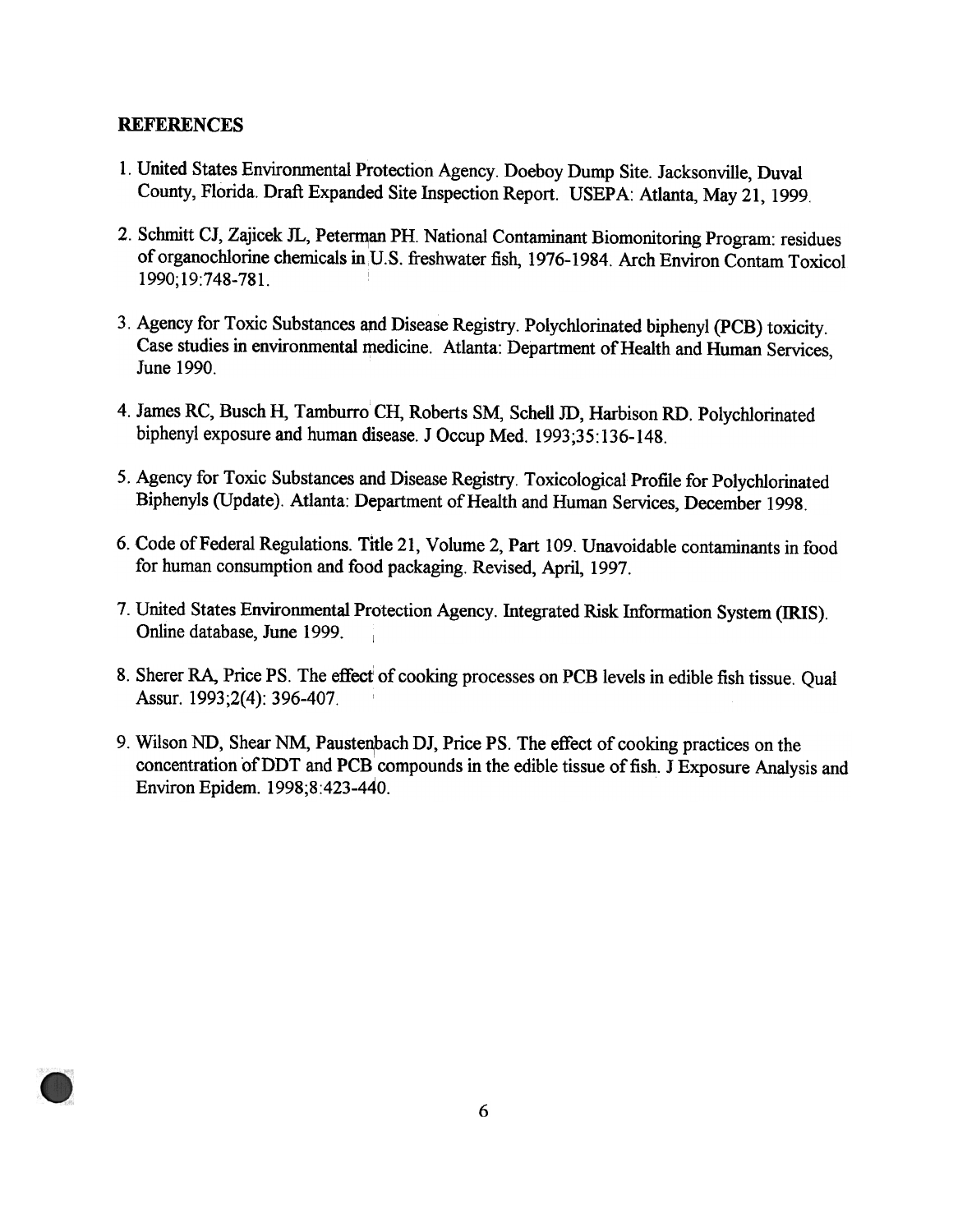## REFERENCES

1. United States Environmental Protection Agency. Doeboy Dump Site. Jacksonville, Duval County, Florida. Draft Expanded Site Inspection Report. USEPA: Atlanta, May 21, 1999.

2. Schmitt CJ, Zajicek JL, Peterman PH. National Contaminant Biomonitoring Program: residues of organochlorine chemicals in U.S. freshwater fish, 1976-1984. Arch Environ Contam Toxicol 1990;19:748-781.

3. Agency for Toxic Substances and Disease Registry. Polychlorinated biphenyl (PCB) toxicity. Case studies in environmental medicine. Atlanta: Department of Health and Human Services, June 1990.

4. James RC, Busch H, Tamburro CH, Roberts SM, Schell JD, Harbison RD. Polychlorinated biphenyl exposure and human disease. J Occup Med. 1993;35:136-148.

5. Agency for Toxic Substances and Disease Registry. Toxicological Profile for Polychlorinated Biphenyls (Update). Atlanta: Department of Health and Human Services, December 1998.

6. Code of Federal Regulations. Title 21, Volume 2, Part 109. Unavoidable contaminants in food for human consumption and food packaging. Revised, April, 1997.

7. United States Environmental Protection Agency. Integrated Risk Information System (IRIS). Online database, June 1999.

8. Sherer RA, Price PS. The effect of cooking processes on PCB levels in edible fish tissue. Qual Assur. 1993;2(4): 396-407.

9. Wilson ND, Shear NM, Paustenbach DJ, Price PS. The effect of cooking practices on the concentration of DDT and PCB compounds in the edible tissue of fish. J Exposure Analysis and Environ Epidem. 1998;8:423-440.